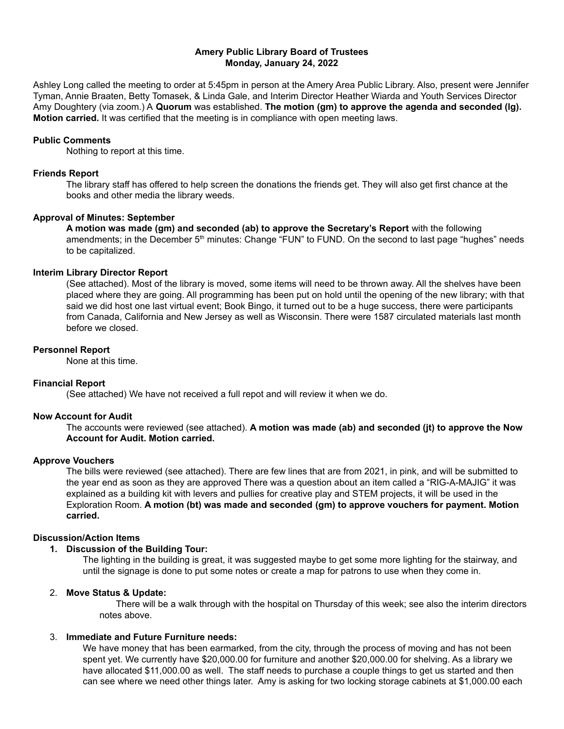**Amery Public Library Board of Trustees**
**Monday, January 24, 2022**

Ashley Long called the meeting to order at 5:45pm in person at the Amery Area Public Library. Also, present were Jennifer Tyman, Annie Braaten, Betty Tomasek, & Linda Gale, and Interim Director Heather Wiarda and Youth Services Director Amy Doughtery (via zoom.) A **Quorum** was established. **The motion (gm) to approve the agenda and seconded (lg). Motion carried.** It was certified that the meeting is in compliance with open meeting laws.

**Public Comments**

Nothing to report at this time.

**Friends Report**

The library staff has offered to help screen the donations the friends get. They will also get first chance at the books and other media the library weeds.

**Approval of Minutes: September**

**A motion was made (gm) and seconded (ab) to approve the Secretary's Report** with the following amendments; in the December 5th minutes: Change "FUN" to FUND. On the second to last page "hughes" needs to be capitalized.

**Interim Library Director Report**

(See attached). Most of the library is moved, some items will need to be thrown away. All the shelves have been placed where they are going. All programming has been put on hold until the opening of the new library; with that said we did host one last virtual event; Book Bingo, it turned out to be a huge success, there were participants from Canada, California and New Jersey as well as Wisconsin. There were 1587 circulated materials last month before we closed.

**Personnel Report**

None at this time.

**Financial Report**

(See attached) We have not received a full repot and will review it when we do.

**Now Account for Audit**

The accounts were reviewed (see attached). **A motion was made (ab) and seconded (jt) to approve the Now Account for Audit. Motion carried.**

**Approve Vouchers**

The bills were reviewed (see attached). There are few lines that are from 2021, in pink, and will be submitted to the year end as soon as they are approved There was a question about an item called a "RIG-A-MAJIG" it was explained as a building kit with levers and pullies for creative play and STEM projects, it will be used in the Exploration Room. **A motion (bt) was made and seconded (gm) to approve vouchers for payment. Motion carried.**

**Discussion/Action Items**

1. **Discussion of the Building Tour:**
   The lighting in the building is great, it was suggested maybe to get some more lighting for the stairway, and until the signage is done to put some notes or create a map for patrons to use when they come in.

2. **Move Status & Update:**
   There will be a walk through with the hospital on Thursday of this week; see also the interim directors notes above.

3. **Immediate and Future Furniture needs:**
   We have money that has been earmarked, from the city, through the process of moving and has not been spent yet. We currently have $20,000.00 for furniture and another $20,000.00 for shelving. As a library we have allocated $11,000.00 as well. The staff needs to purchase a couple things to get us started and then can see where we need other things later. Amy is asking for two locking storage cabinets at $1,000.00 each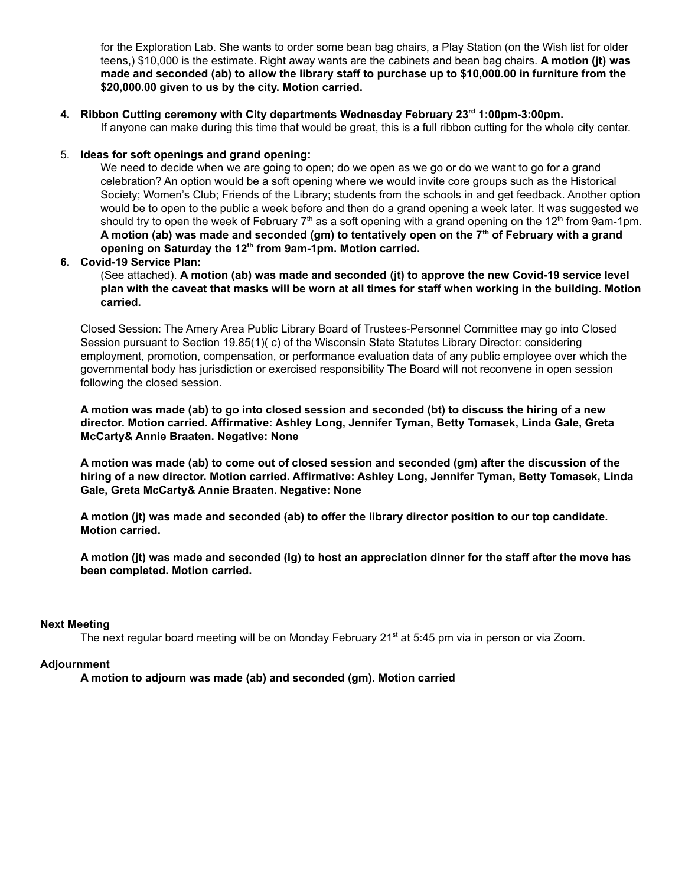for the Exploration Lab. She wants to order some bean bag chairs, a Play Station (on the Wish list for older teens,) $10,000 is the estimate. Right away wants are the cabinets and bean bag chairs. **A motion (jt) was made and seconded (ab) to allow the library staff to purchase up to $10,000.00 in furniture from the $20,000.00 given to us by the city. Motion carried.**

4. **Ribbon Cutting ceremony with City departments Wednesday February 23rd 1:00pm-3:00pm.**
   If anyone can make during this time that would be great, this is a full ribbon cutting for the whole city center.

5. **Ideas for soft openings and grand opening:**
   We need to decide when we are going to open; do we open as we go or do we want to go for a grand celebration? An option would be a soft opening where we would invite core groups such as the Historical Society; Women's Club; Friends of the Library; students from the schools in and get feedback. Another option would be to open to the public a week before and then do a grand opening a week later. It was suggested we should try to open the week of February 7th as a soft opening with a grand opening on the 12th from 9am-1pm. **A motion (ab) was made and seconded (gm) to tentatively open on the 7th of February with a grand opening on Saturday the 12th from 9am-1pm. Motion carried.**

6. **Covid-19 Service Plan:**
   (See attached). **A motion (ab) was made and seconded (jt) to approve the new Covid-19 service level plan with the caveat that masks will be worn at all times for staff when working in the building. Motion carried.**

Closed Session: The Amery Area Public Library Board of Trustees-Personnel Committee may go into Closed Session pursuant to Section 19.85(1)( c) of the Wisconsin State Statutes Library Director: considering employment, promotion, compensation, or performance evaluation data of any public employee over which the governmental body has jurisdiction or exercised responsibility The Board will not reconvene in open session following the closed session.

**A motion was made (ab) to go into closed session and seconded (bt) to discuss the hiring of a new director. Motion carried. Affirmative: Ashley Long, Jennifer Tyman, Betty Tomasek, Linda Gale, Greta McCarty& Annie Braaten. Negative: None**

**A motion was made (ab) to come out of closed session and seconded (gm) after the discussion of the hiring of a new director. Motion carried. Affirmative: Ashley Long, Jennifer Tyman, Betty Tomasek, Linda Gale, Greta McCarty& Annie Braaten. Negative: None**

**A motion (jt) was made and seconded (ab) to offer the library director position to our top candidate. Motion carried.**

**A motion (jt) was made and seconded (lg) to host an appreciation dinner for the staff after the move has been completed. Motion carried.**

**Next Meeting**

The next regular board meeting will be on Monday February 21st at 5:45 pm via in person or via Zoom.

**Adjournment**

**A motion to adjourn was made (ab) and seconded (gm). Motion carried**